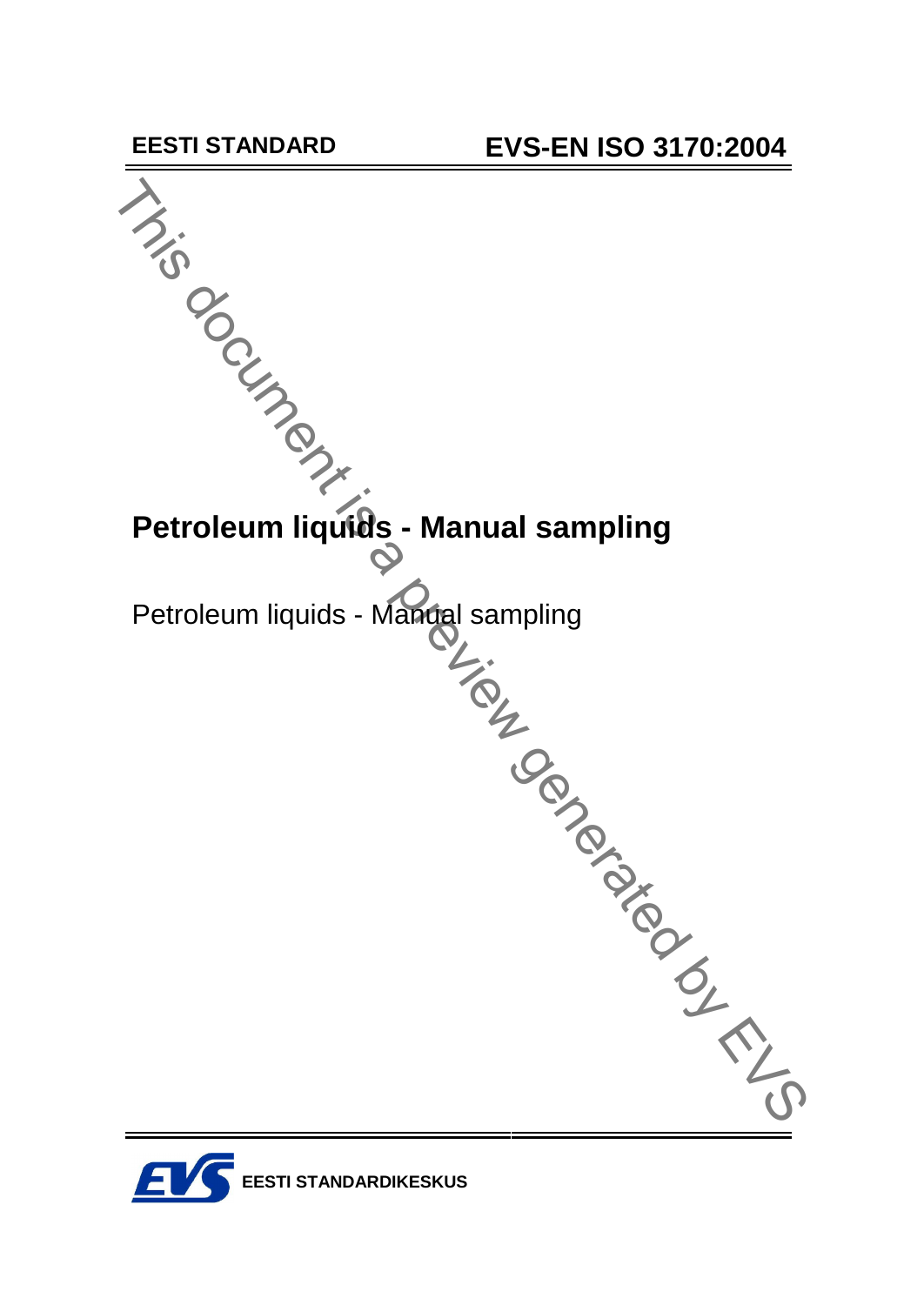EESTI STANDARD

EVS-EN ISO 3170:2004

This document is a preview generated by EVS

# Petroleum liquids - Manual sampling

Petroleum liquids - Manual sampling

EESTI STANDARDIKESKUS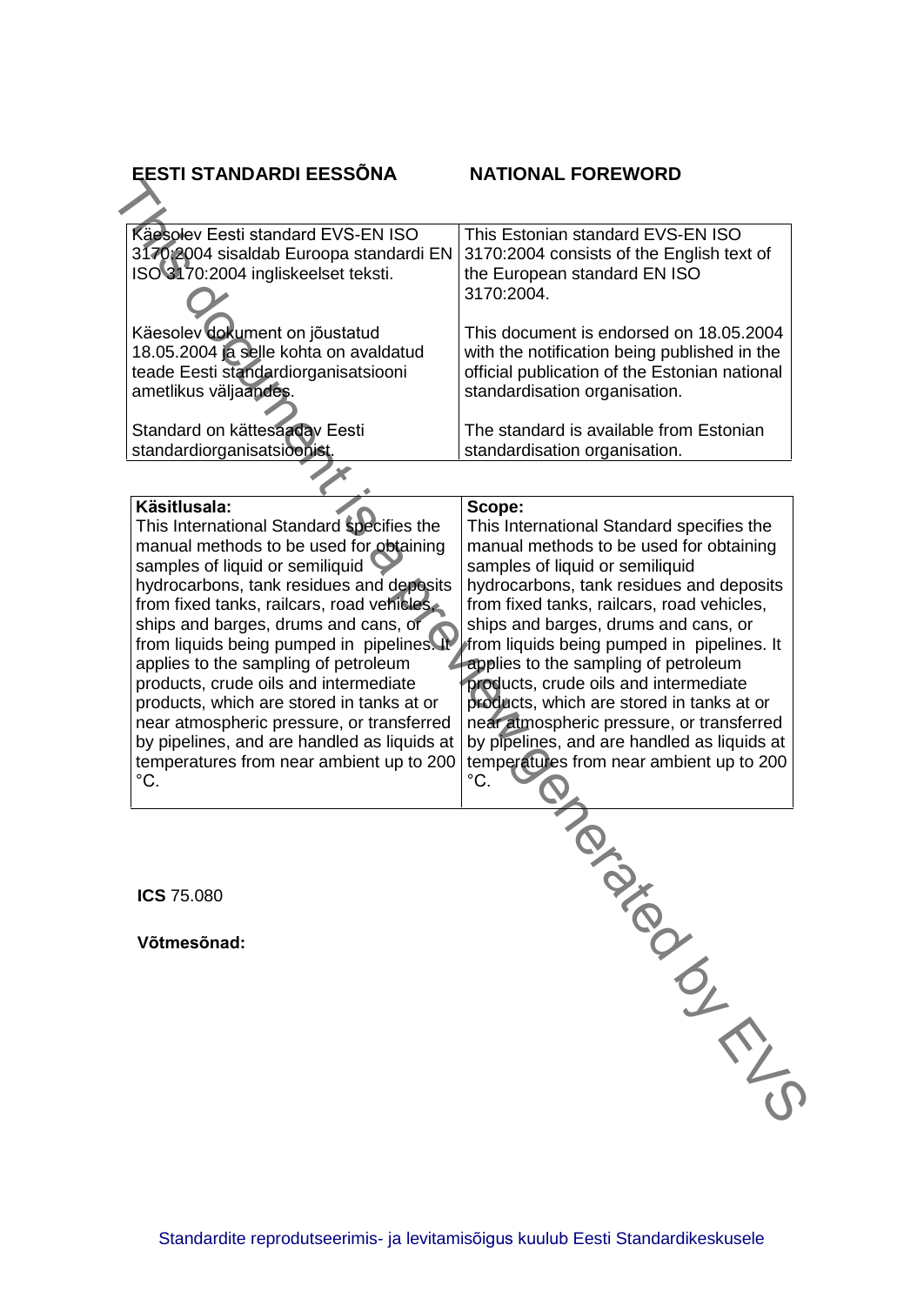| EESTI STANDARDI EESSÕNA | NATIONAL FOREWORD |
|---|---|
| Käesolev Eesti standard EVS-EN ISO 3170:2004 sisaldab Euroopa standardi EN ISO 3170:2004 ingliskeelset teksti. | This Estonian standard EVS-EN ISO 3170:2004 consists of the English text of the European standard EN ISO 3170:2004. |
| Käesolev dokument on jõustatud 18.05.2004 ja selle kohta on avaldatud teade Eesti standardiorganisatsiooni ametlikus väljaandes. | This document is endorsed on 18.05.2004 with the notification being published in the official publication of the Estonian national standardisation organisation. |
| Standard on kättesaadav Eesti standardiorganisatsioonist. | The standard is available from Estonian standardisation organisation. |

| **Käsitlusala:** | **Scope:** |
|---|---|
| This International Standard specifies the manual methods to be used for obtaining samples of liquid or semiliquid hydrocarbons, tank residues and deposits from fixed tanks, railcars, road vehicles, ships and barges, drums and cans, or from liquids being pumped in pipelines. It applies to the sampling of petroleum products, crude oils and intermediate products, which are stored in tanks at or near atmospheric pressure, or transferred by pipelines, and are handled as liquids at temperatures from near ambient up to 200 °C. | This International Standard specifies the manual methods to be used for obtaining samples of liquid or semiliquid hydrocarbons, tank residues and deposits from fixed tanks, railcars, road vehicles, ships and barges, drums and cans, or from liquids being pumped in pipelines. It applies to the sampling of petroleum products, crude oils and intermediate products, which are stored in tanks at or near atmospheric pressure, or transferred by pipelines, and are handled as liquids at temperatures from near ambient up to 200 °C. |

**ICS** 75.080

**Võtmesõnad:**

Standardite reprodutseerimis- ja levitamisõigus kuulub Eesti Standardikeskusele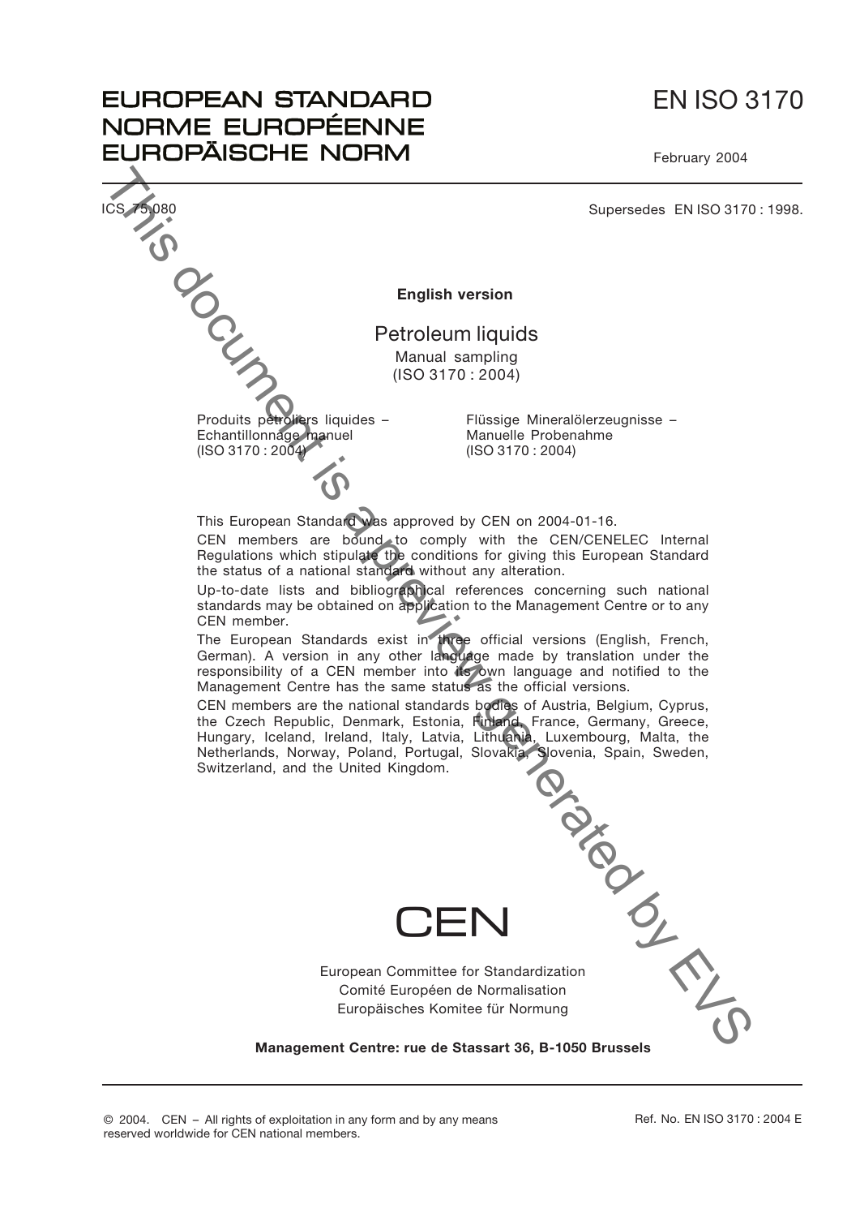# EUROPEAN STANDARD
# NORME EUROPÉENNE
# EUROPÄISCHE NORM

**EN ISO 3170**

February 2004

ICS 75.080

Supersedes EN ISO 3170 : 1998.

**English version**

## Petroleum liquids

Manual sampling
(ISO 3170 : 2004)

Produits pétroliers liquides –
Echantillonnage manuel
(ISO 3170 : 2004)

Flüssige Mineralölerzeugnisse –
Manuelle Probenahme
(ISO 3170 : 2004)

This European Standard was approved by CEN on 2004-01-16.

CEN members are bound to comply with the CEN/CENELEC Internal Regulations which stipulate the conditions for giving this European Standard the status of a national standard without any alteration.

Up-to-date lists and bibliographical references concerning such national standards may be obtained on application to the Management Centre or to any CEN member.

The European Standards exist in three official versions (English, French, German). A version in any other language made by translation under the responsibility of a CEN member into its own language and notified to the Management Centre has the same status as the official versions.

CEN members are the national standards bodies of Austria, Belgium, Cyprus, the Czech Republic, Denmark, Estonia, Finland, France, Germany, Greece, Hungary, Iceland, Ireland, Italy, Latvia, Lithuania, Luxembourg, Malta, the Netherlands, Norway, Poland, Portugal, Slovakia, Slovenia, Spain, Sweden, Switzerland, and the United Kingdom.

CEN

European Committee for Standardization
Comité Européen de Normalisation
Europäisches Komitee für Normung

**Management Centre: rue de Stassart 36, B-1050 Brussels**

© 2004. CEN – All rights of exploitation in any form and by any means reserved worldwide for CEN national members.

Ref. No. EN ISO 3170 : 2004 E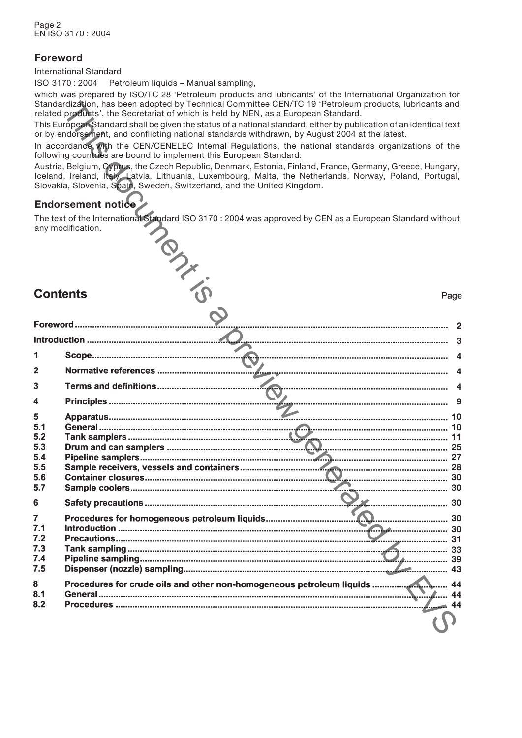## Foreword

International Standard

ISO 3170 : 2004    Petroleum liquids – Manual sampling,

which was prepared by ISO/TC 28 'Petroleum products and lubricants' of the International Organization for Standardization, has been adopted by Technical Committee CEN/TC 19 'Petroleum products, lubricants and related products', the Secretariat of which is held by NEN, as a European Standard.

This European Standard shall be given the status of a national standard, either by publication of an identical text or by endorsement, and conflicting national standards withdrawn, by August 2004 at the latest.

In accordance with the CEN/CENELEC Internal Regulations, the national standards organizations of the following countries are bound to implement this European Standard:

Austria, Belgium, Cyprus, the Czech Republic, Denmark, Estonia, Finland, France, Germany, Greece, Hungary, Iceland, Ireland, Italy, Latvia, Lithuania, Luxembourg, Malta, the Netherlands, Norway, Poland, Portugal, Slovakia, Slovenia, Spain, Sweden, Switzerland, and the United Kingdom.

## Endorsement notice

The text of the International Standard ISO 3170 : 2004 was approved by CEN as a European Standard without any modification.

## Contents

| | | Page |
|---|---|---|
| **Foreword** | | 2 |
| **Introduction** | | 3 |
| **1** | **Scope** | 4 |
| **2** | **Normative references** | 4 |
| **3** | **Terms and definitions** | 4 |
| **4** | **Principles** | 9 |
| **5** | **Apparatus** | 10 |
| **5.1** | **General** | 10 |
| **5.2** | **Tank samplers** | 11 |
| **5.3** | **Drum and can samplers** | 25 |
| **5.4** | **Pipeline samplers** | 27 |
| **5.5** | **Sample receivers, vessels and containers** | 28 |
| **5.6** | **Container closures** | 30 |
| **5.7** | **Sample coolers** | 30 |
| **6** | **Safety precautions** | 30 |
| **7** | **Procedures for homogeneous petroleum liquids** | 30 |
| **7.1** | **Introduction** | 30 |
| **7.2** | **Precautions** | 31 |
| **7.3** | **Tank sampling** | 33 |
| **7.4** | **Pipeline sampling** | 39 |
| **7.5** | **Dispenser (nozzle) sampling** | 43 |
| **8** | **Procedures for crude oils and other non-homogeneous petroleum liquids** | 44 |
| **8.1** | **General** | 44 |
| **8.2** | **Procedures** | 44 |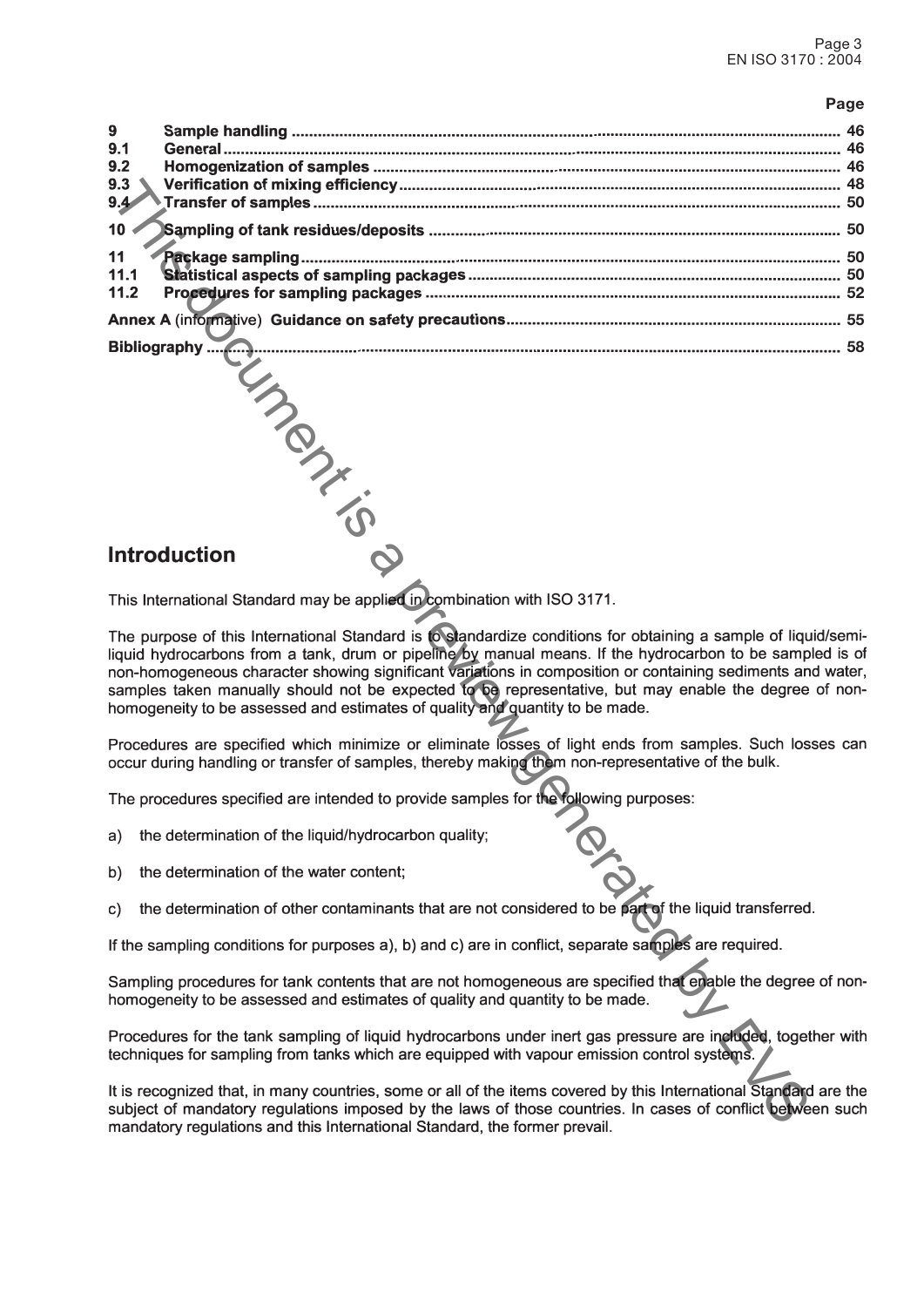| | | Page |
|---|---|---|
| 9 | Sample handling | 46 |
| 9.1 | General | 46 |
| 9.2 | Homogenization of samples | 46 |
| 9.3 | Verification of mixing efficiency | 48 |
| 9.4 | Transfer of samples | 50 |
| 10 | Sampling of tank residues/deposits | 50 |
| 11 | Package sampling | 50 |
| 11.1 | Statistical aspects of sampling packages | 50 |
| 11.2 | Procedures for sampling packages | 52 |
| Annex A (informative) | Guidance on safety precautions | 55 |
| Bibliography | | 58 |

## Introduction

This International Standard may be applied in combination with ISO 3171.

The purpose of this International Standard is to standardize conditions for obtaining a sample of liquid/semi-liquid hydrocarbons from a tank, drum or pipeline by manual means. If the hydrocarbon to be sampled is of non-homogeneous character showing significant variations in composition or containing sediments and water, samples taken manually should not be expected to be representative, but may enable the degree of non-homogeneity to be assessed and estimates of quality and quantity to be made.

Procedures are specified which minimize or eliminate losses of light ends from samples. Such losses can occur during handling or transfer of samples, thereby making them non-representative of the bulk.

The procedures specified are intended to provide samples for the following purposes:

a) the determination of the liquid/hydrocarbon quality;

b) the determination of the water content;

c) the determination of other contaminants that are not considered to be part of the liquid transferred.

If the sampling conditions for purposes a), b) and c) are in conflict, separate samples are required.

Sampling procedures for tank contents that are not homogeneous are specified that enable the degree of non-homogeneity to be assessed and estimates of quality and quantity to be made.

Procedures for the tank sampling of liquid hydrocarbons under inert gas pressure are included, together with techniques for sampling from tanks which are equipped with vapour emission control systems.

It is recognized that, in many countries, some or all of the items covered by this International Standard are the subject of mandatory regulations imposed by the laws of those countries. In cases of conflict between such mandatory regulations and this International Standard, the former prevail.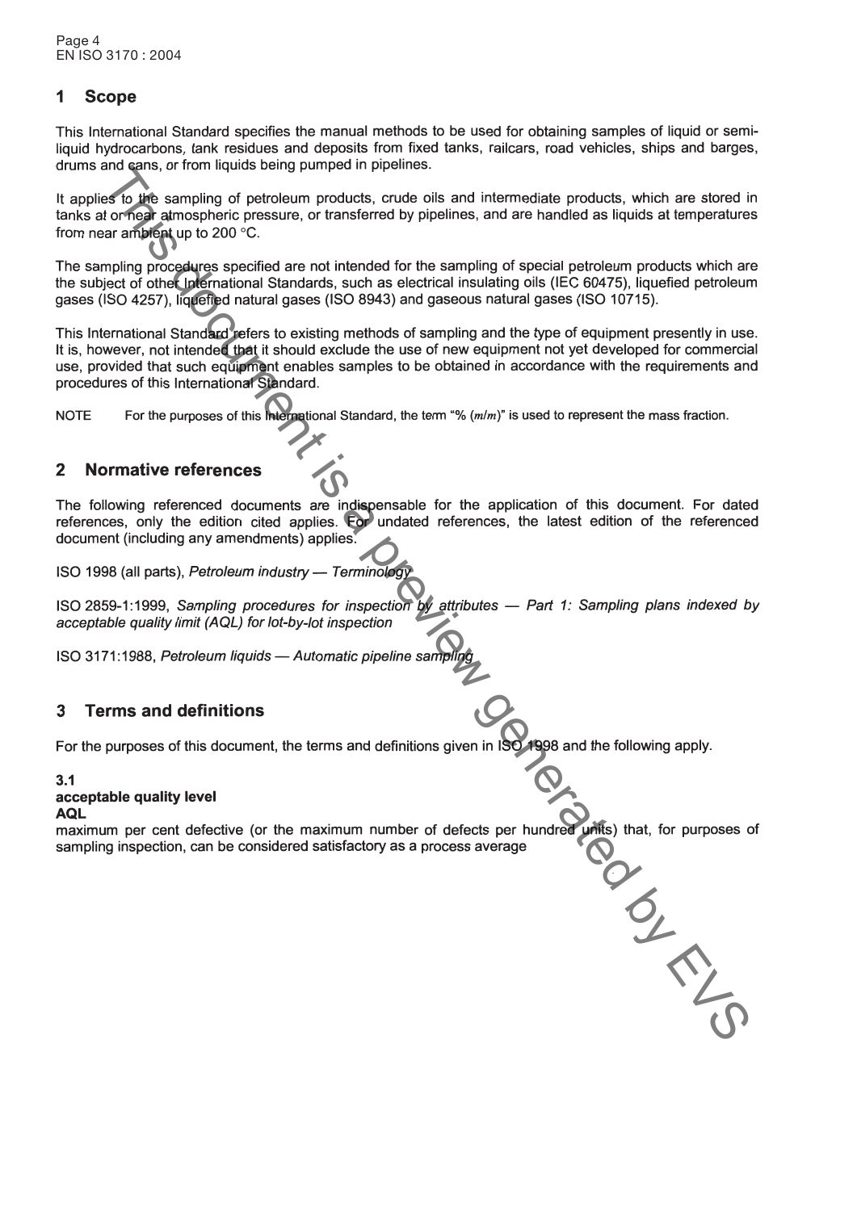## 1 Scope

This International Standard specifies the manual methods to be used for obtaining samples of liquid or semi-liquid hydrocarbons, tank residues and deposits from fixed tanks, railcars, road vehicles, ships and barges, drums and cans, or from liquids being pumped in pipelines.

It applies to the sampling of petroleum products, crude oils and intermediate products, which are stored in tanks at or near atmospheric pressure, or transferred by pipelines, and are handled as liquids at temperatures from near ambient up to 200 °C.

The sampling procedures specified are not intended for the sampling of special petroleum products which are the subject of other International Standards, such as electrical insulating oils (IEC 60475), liquefied petroleum gases (ISO 4257), liquefied natural gases (ISO 8943) and gaseous natural gases (ISO 10715).

This International Standard refers to existing methods of sampling and the type of equipment presently in use. It is, however, not intended that it should exclude the use of new equipment not yet developed for commercial use, provided that such equipment enables samples to be obtained in accordance with the requirements and procedures of this International Standard.

NOTE For the purposes of this International Standard, the term "% (*m*/*m*)" is used to represent the mass fraction.

## 2 Normative references

The following referenced documents are indispensable for the application of this document. For dated references, only the edition cited applies. For undated references, the latest edition of the referenced document (including any amendments) applies.

ISO 1998 (all parts), *Petroleum industry — Terminology*

ISO 2859-1:1999, *Sampling procedures for inspection by attributes — Part 1: Sampling plans indexed by acceptable quality limit (AQL) for lot-by-lot inspection*

ISO 3171:1988, *Petroleum liquids — Automatic pipeline sampling*

## 3 Terms and definitions

For the purposes of this document, the terms and definitions given in ISO 1998 and the following apply.

**3.1**
**acceptable quality level**
**AQL**
maximum per cent defective (or the maximum number of defects per hundred units) that, for purposes of sampling inspection, can be considered satisfactory as a process average